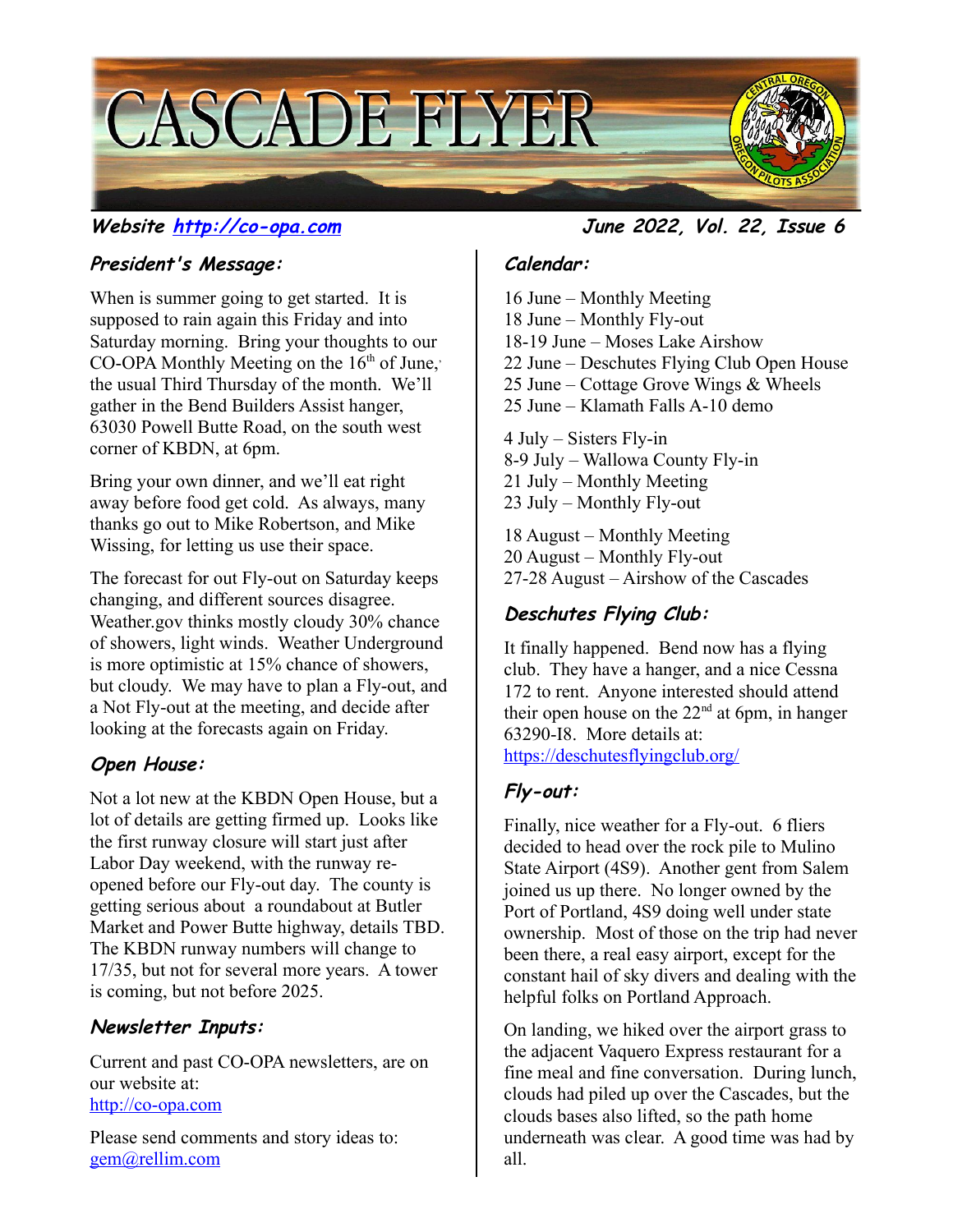# CASCADE FLYER

***Website http://co-opa.com*** ***June 2022, Vol. 22, Issue 6***

## *President's Message:*

When is summer going to get started. It is supposed to rain again this Friday and into Saturday morning. Bring your thoughts to our CO-OPA Monthly Meeting on the 16th of June, the usual Third Thursday of the month. We'll gather in the Bend Builders Assist hanger, 63030 Powell Butte Road, on the south west corner of KBDN, at 6pm.

Bring your own dinner, and we'll eat right away before food get cold. As always, many thanks go out to Mike Robertson, and Mike Wissing, for letting us use their space.

The forecast for out Fly-out on Saturday keeps changing, and different sources disagree. Weather.gov thinks mostly cloudy 30% chance of showers, light winds. Weather Underground is more optimistic at 15% chance of showers, but cloudy. We may have to plan a Fly-out, and a Not Fly-out at the meeting, and decide after looking at the forecasts again on Friday.

## *Open House:*

Not a lot new at the KBDN Open House, but a lot of details are getting firmed up. Looks like the first runway closure will start just after Labor Day weekend, with the runway re-opened before our Fly-out day. The county is getting serious about a roundabout at Butler Market and Power Butte highway, details TBD. The KBDN runway numbers will change to 17/35, but not for several more years. A tower is coming, but not before 2025.

## *Newsletter Inputs:*

Current and past CO-OPA newsletters, are on our website at:
http://co-opa.com

Please send comments and story ideas to:
gem@rellim.com

## *Calendar:*

16 June – Monthly Meeting
18 June – Monthly Fly-out
18-19 June – Moses Lake Airshow
22 June – Deschutes Flying Club Open House
25 June – Cottage Grove Wings & Wheels
25 June – Klamath Falls A-10 demo

4 July – Sisters Fly-in
8-9 July – Wallowa County Fly-in
21 July – Monthly Meeting
23 July – Monthly Fly-out

18 August – Monthly Meeting
20 August – Monthly Fly-out
27-28 August – Airshow of the Cascades

## *Deschutes Flying Club:*

It finally happened. Bend now has a flying club. They have a hanger, and a nice Cessna 172 to rent. Anyone interested should attend their open house on the 22nd at 6pm, in hanger 63290-I8. More details at:
https://deschutesflyingclub.org/

## *Fly-out:*

Finally, nice weather for a Fly-out. 6 fliers decided to head over the rock pile to Mulino State Airport (4S9). Another gent from Salem joined us up there. No longer owned by the Port of Portland, 4S9 doing well under state ownership. Most of those on the trip had never been there, a real easy airport, except for the constant hail of sky divers and dealing with the helpful folks on Portland Approach.

On landing, we hiked over the airport grass to the adjacent Vaquero Express restaurant for a fine meal and fine conversation. During lunch, clouds had piled up over the Cascades, but the clouds bases also lifted, so the path home underneath was clear. A good time was had by all.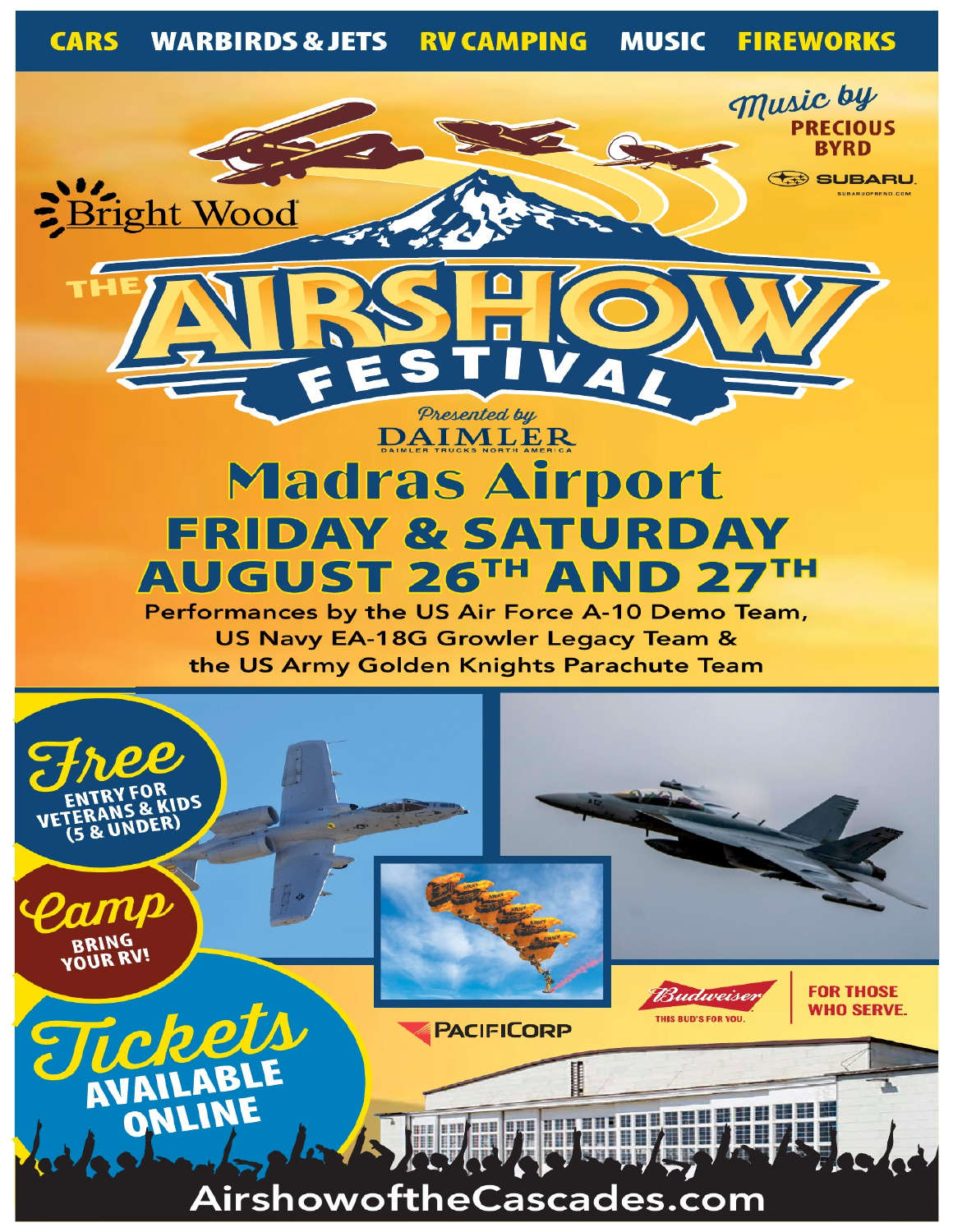**CARS WARBIRDS & JETS RV CAMPING MUSIC FIREWORKS**

*Music by* PRECIOUS BYRD

SUBARU.

SUBARUOFBEND.COM

Bright Wood

# THE AIRSHOW FESTIVAL

*Presented by*

DAIMLER

DAIMLER TRUCKS NORTH AMERICA

## Madras Airport

## FRIDAY & SATURDAY AUGUST 26TH AND 27TH

**Performances by the US Air Force A-10 Demo Team, US Navy EA-18G Growler Legacy Team & the US Army Golden Knights Parachute Team**

*Free* ENTRY FOR VETERANS & KIDS (5 & UNDER)

*Camp* BRING YOUR RV!

*Tickets* AVAILABLE ONLINE

PACIFICORP

Budweiser

THIS BUD'S FOR YOU.

FOR THOSE WHO SERVE.

**AirshowoftheCascades.com**